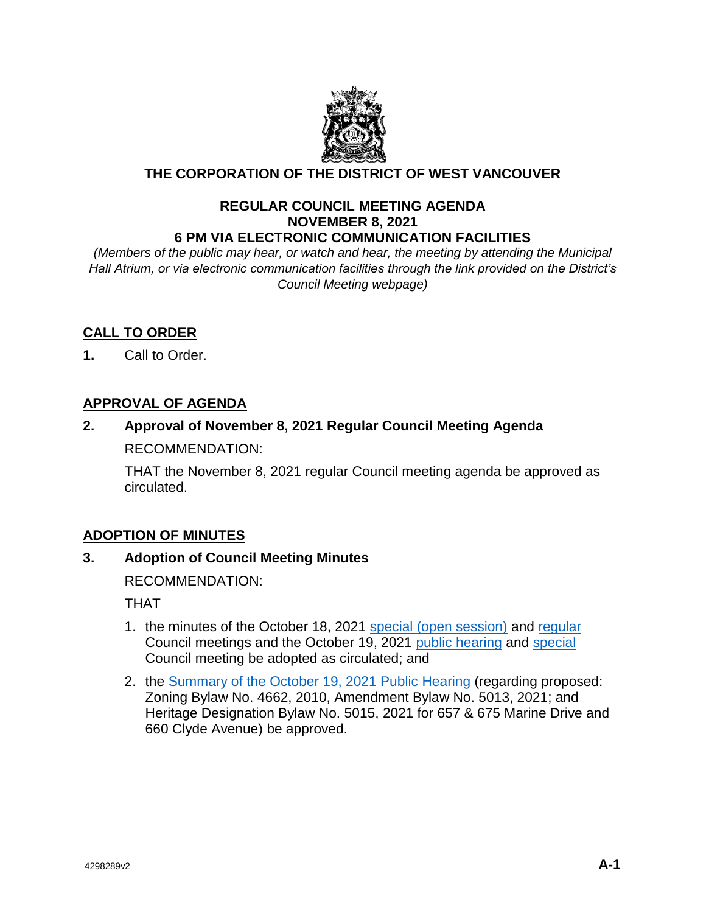# THE CORPORATION OF THE DISTRICT OF WEST VANCOUVER

## REGULAR COUNCIL MEETING AGENDA
## NOVEMBER 8, 2021
## 6 PM VIA ELECTRONIC COMMUNICATION FACILITIES

*(Members of the public may hear, or watch and hear, the meeting by attending the Municipal Hall Atrium, or via electronic communication facilities through the link provided on the District's Council Meeting webpage)*

**CALL TO ORDER**

**1.** Call to Order.

**APPROVAL OF AGENDA**

**2. Approval of November 8, 2021 Regular Council Meeting Agenda**

RECOMMENDATION:

THAT the November 8, 2021 regular Council meeting agenda be approved as circulated.

**ADOPTION OF MINUTES**

**3. Adoption of Council Meeting Minutes**

RECOMMENDATION:

THAT

1. the minutes of the October 18, 2021 special (open session) and regular Council meetings and the October 19, 2021 public hearing and special Council meeting be adopted as circulated; and
2. the Summary of the October 19, 2021 Public Hearing (regarding proposed: Zoning Bylaw No. 4662, 2010, Amendment Bylaw No. 5013, 2021; and Heritage Designation Bylaw No. 5015, 2021 for 657 & 675 Marine Drive and 660 Clyde Avenue) be approved.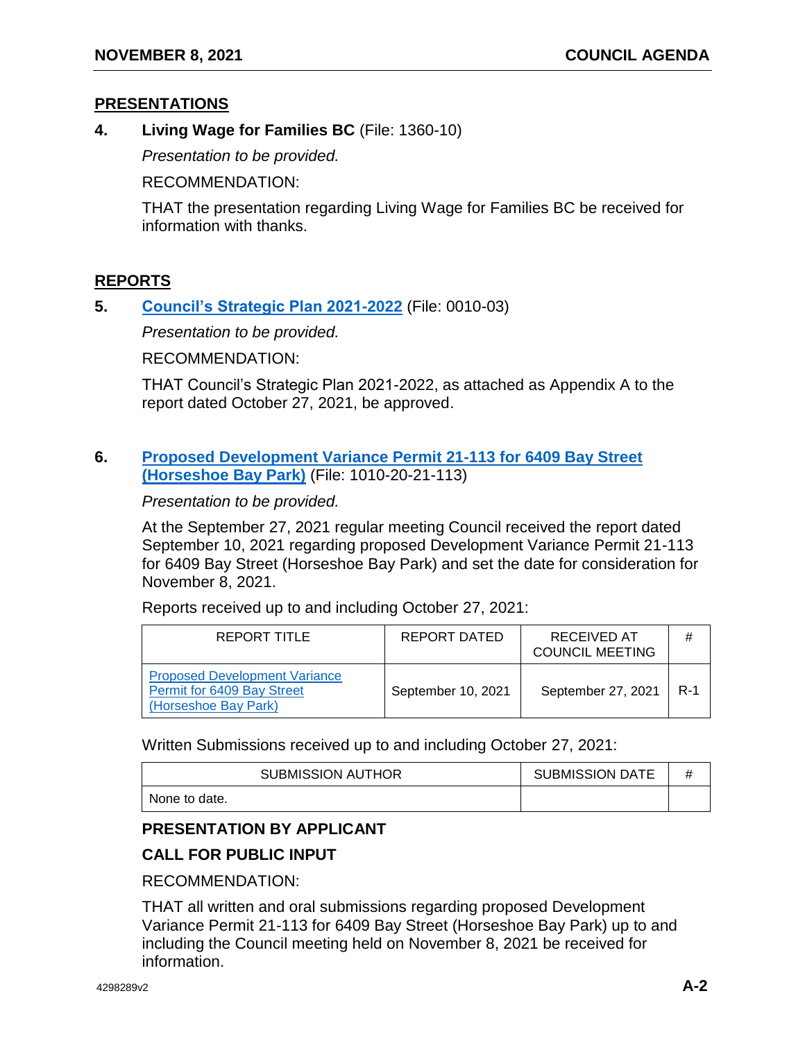## PRESENTATIONS

**4. Living Wage for Families BC** (File: 1360-10)

*Presentation to be provided.*

RECOMMENDATION:

THAT the presentation regarding Living Wage for Families BC be received for information with thanks.

## REPORTS

**5. Council's Strategic Plan 2021-2022** (File: 0010-03)

*Presentation to be provided.*

RECOMMENDATION:

THAT Council's Strategic Plan 2021-2022, as attached as Appendix A to the report dated October 27, 2021, be approved.

**6. Proposed Development Variance Permit 21-113 for 6409 Bay Street (Horseshoe Bay Park)** (File: 1010-20-21-113)

*Presentation to be provided.*

At the September 27, 2021 regular meeting Council received the report dated September 10, 2021 regarding proposed Development Variance Permit 21-113 for 6409 Bay Street (Horseshoe Bay Park) and set the date for consideration for November 8, 2021.

Reports received up to and including October 27, 2021:

| REPORT TITLE | REPORT DATED | RECEIVED AT COUNCIL MEETING | # |
|---|---|---|---|
| Proposed Development Variance Permit for 6409 Bay Street (Horseshoe Bay Park) | September 10, 2021 | September 27, 2021 | R-1 |

Written Submissions received up to and including October 27, 2021:

| SUBMISSION AUTHOR | SUBMISSION DATE | # |
|---|---|---|
| None to date. | | |

**PRESENTATION BY APPLICANT**

**CALL FOR PUBLIC INPUT**

RECOMMENDATION:

THAT all written and oral submissions regarding proposed Development Variance Permit 21-113 for 6409 Bay Street (Horseshoe Bay Park) up to and including the Council meeting held on November 8, 2021 be received for information.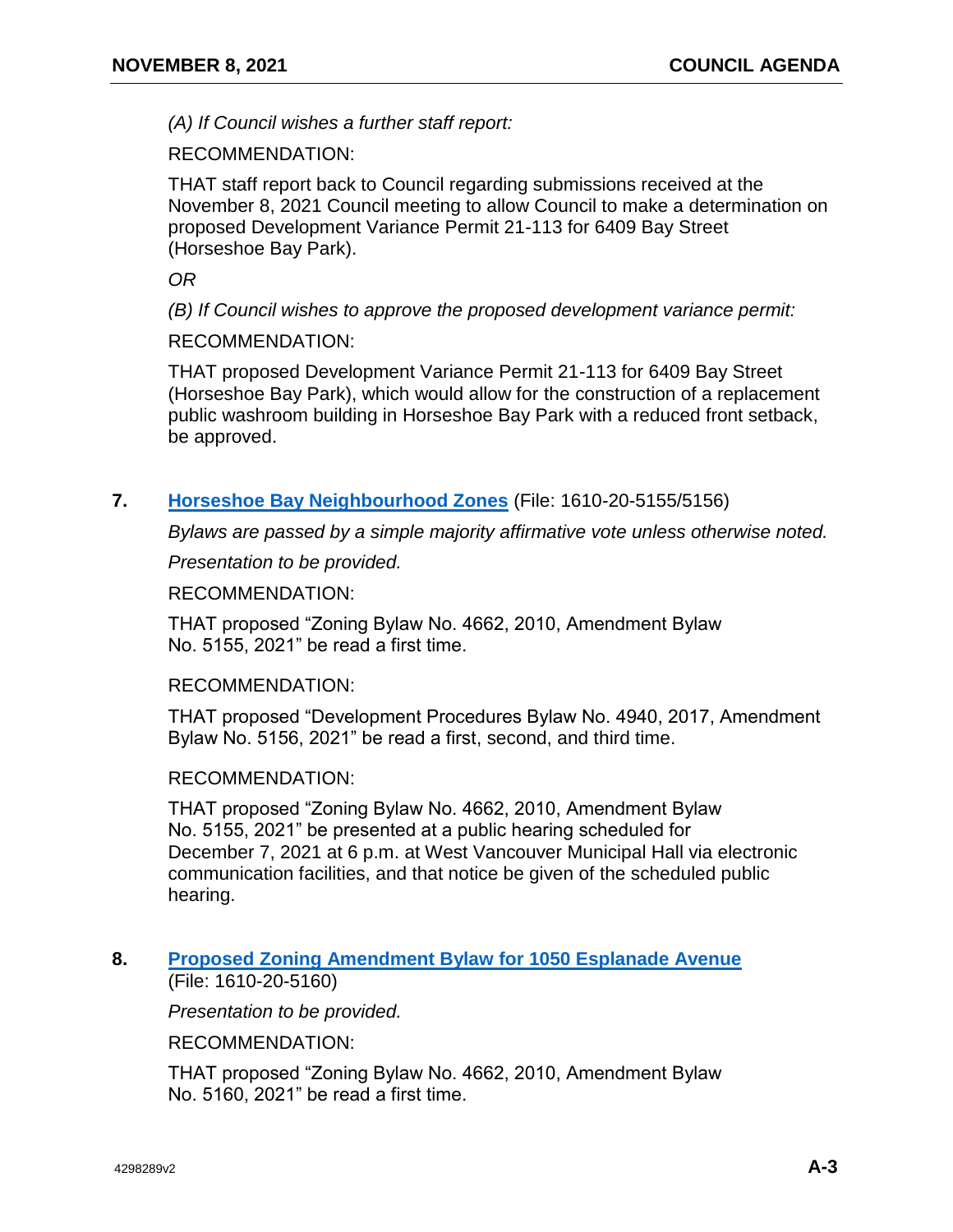*(A) If Council wishes a further staff report:*

RECOMMENDATION:

THAT staff report back to Council regarding submissions received at the November 8, 2021 Council meeting to allow Council to make a determination on proposed Development Variance Permit 21-113 for 6409 Bay Street (Horseshoe Bay Park).

*OR*

*(B) If Council wishes to approve the proposed development variance permit:*

RECOMMENDATION:

THAT proposed Development Variance Permit 21-113 for 6409 Bay Street (Horseshoe Bay Park), which would allow for the construction of a replacement public washroom building in Horseshoe Bay Park with a reduced front setback, be approved.

**7. Horseshoe Bay Neighbourhood Zones** (File: 1610-20-5155/5156)

*Bylaws are passed by a simple majority affirmative vote unless otherwise noted.*

*Presentation to be provided.*

RECOMMENDATION:

THAT proposed "Zoning Bylaw No. 4662, 2010, Amendment Bylaw No. 5155, 2021" be read a first time.

RECOMMENDATION:

THAT proposed "Development Procedures Bylaw No. 4940, 2017, Amendment Bylaw No. 5156, 2021" be read a first, second, and third time.

RECOMMENDATION:

THAT proposed "Zoning Bylaw No. 4662, 2010, Amendment Bylaw No. 5155, 2021" be presented at a public hearing scheduled for December 7, 2021 at 6 p.m. at West Vancouver Municipal Hall via electronic communication facilities, and that notice be given of the scheduled public hearing.

**8. Proposed Zoning Amendment Bylaw for 1050 Esplanade Avenue** (File: 1610-20-5160)

*Presentation to be provided.*

RECOMMENDATION:

THAT proposed "Zoning Bylaw No. 4662, 2010, Amendment Bylaw No. 5160, 2021" be read a first time.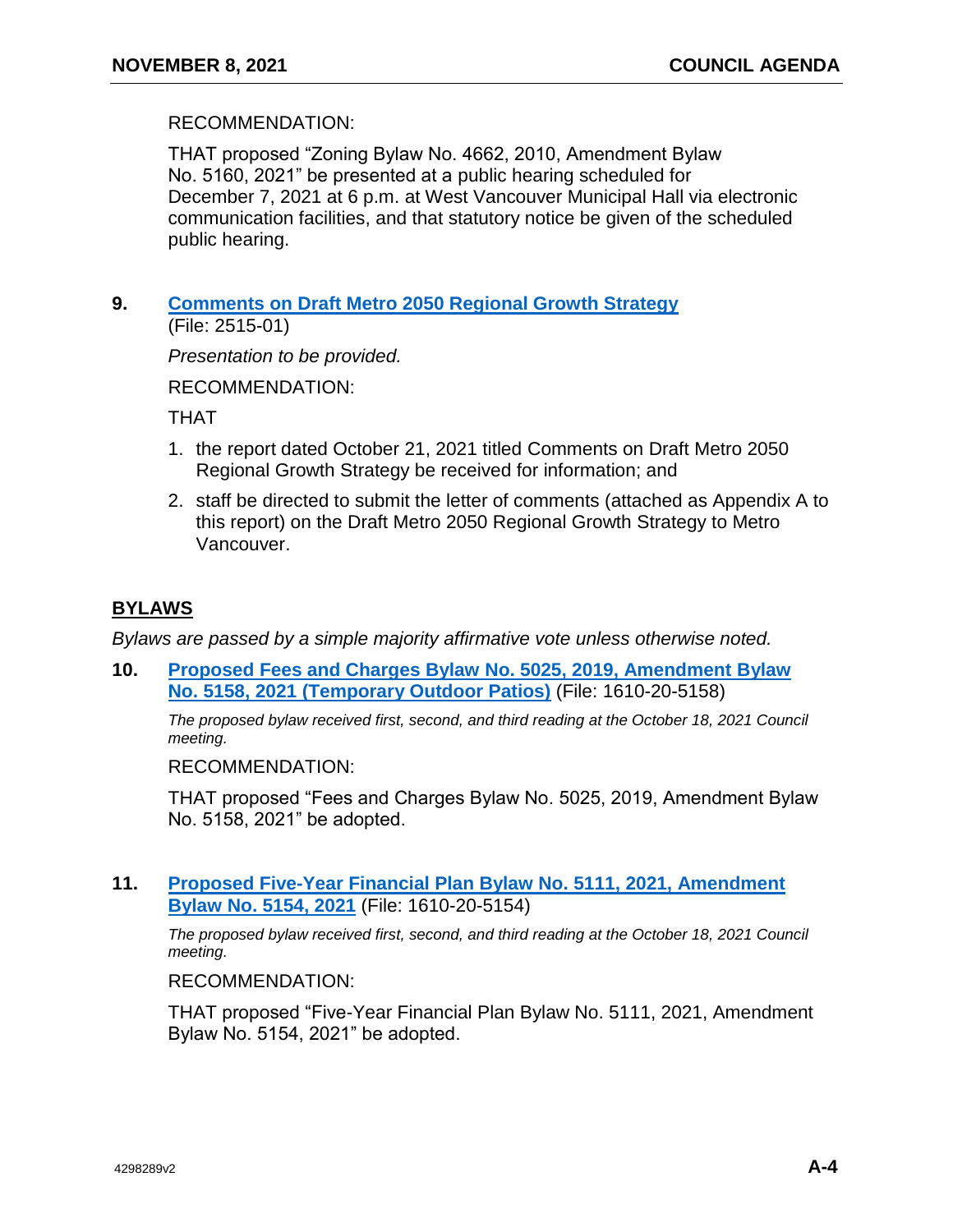RECOMMENDATION:

THAT proposed "Zoning Bylaw No. 4662, 2010, Amendment Bylaw No. 5160, 2021" be presented at a public hearing scheduled for December 7, 2021 at 6 p.m. at West Vancouver Municipal Hall via electronic communication facilities, and that statutory notice be given of the scheduled public hearing.

**9. Comments on Draft Metro 2050 Regional Growth Strategy**
(File: 2515-01)

*Presentation to be provided.*

RECOMMENDATION:

THAT

1. the report dated October 21, 2021 titled Comments on Draft Metro 2050 Regional Growth Strategy be received for information; and
2. staff be directed to submit the letter of comments (attached as Appendix A to this report) on the Draft Metro 2050 Regional Growth Strategy to Metro Vancouver.

## BYLAWS

*Bylaws are passed by a simple majority affirmative vote unless otherwise noted.*

**10. Proposed Fees and Charges Bylaw No. 5025, 2019, Amendment Bylaw No. 5158, 2021 (Temporary Outdoor Patios)** (File: 1610-20-5158)

*The proposed bylaw received first, second, and third reading at the October 18, 2021 Council meeting.*

RECOMMENDATION:

THAT proposed "Fees and Charges Bylaw No. 5025, 2019, Amendment Bylaw No. 5158, 2021" be adopted.

**11. Proposed Five-Year Financial Plan Bylaw No. 5111, 2021, Amendment Bylaw No. 5154, 2021** (File: 1610-20-5154)

*The proposed bylaw received first, second, and third reading at the October 18, 2021 Council meeting.*

RECOMMENDATION:

THAT proposed "Five-Year Financial Plan Bylaw No. 5111, 2021, Amendment Bylaw No. 5154, 2021" be adopted.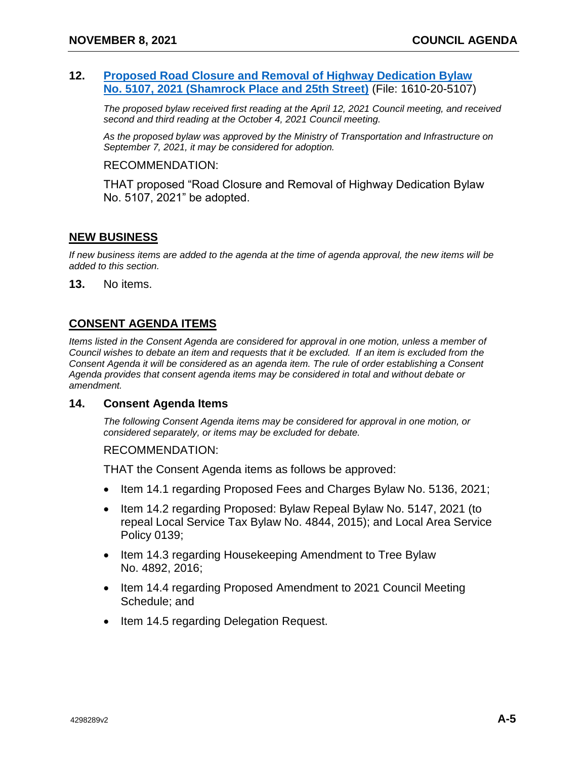**12. Proposed Road Closure and Removal of Highway Dedication Bylaw No. 5107, 2021 (Shamrock Place and 25th Street)** (File: 1610-20-5107)

*The proposed bylaw received first reading at the April 12, 2021 Council meeting, and received second and third reading at the October 4, 2021 Council meeting.*

*As the proposed bylaw was approved by the Ministry of Transportation and Infrastructure on September 7, 2021, it may be considered for adoption.*

RECOMMENDATION:

THAT proposed "Road Closure and Removal of Highway Dedication Bylaw No. 5107, 2021" be adopted.

## NEW BUSINESS

*If new business items are added to the agenda at the time of agenda approval, the new items will be added to this section.*

**13.** No items.

## CONSENT AGENDA ITEMS

*Items listed in the Consent Agenda are considered for approval in one motion, unless a member of Council wishes to debate an item and requests that it be excluded. If an item is excluded from the Consent Agenda it will be considered as an agenda item. The rule of order establishing a Consent Agenda provides that consent agenda items may be considered in total and without debate or amendment.*

### 14. Consent Agenda Items

*The following Consent Agenda items may be considered for approval in one motion, or considered separately, or items may be excluded for debate.*

RECOMMENDATION:

THAT the Consent Agenda items as follows be approved:

- Item 14.1 regarding Proposed Fees and Charges Bylaw No. 5136, 2021;
- Item 14.2 regarding Proposed: Bylaw Repeal Bylaw No. 5147, 2021 (to repeal Local Service Tax Bylaw No. 4844, 2015); and Local Area Service Policy 0139;
- Item 14.3 regarding Housekeeping Amendment to Tree Bylaw No. 4892, 2016;
- Item 14.4 regarding Proposed Amendment to 2021 Council Meeting Schedule; and
- Item 14.5 regarding Delegation Request.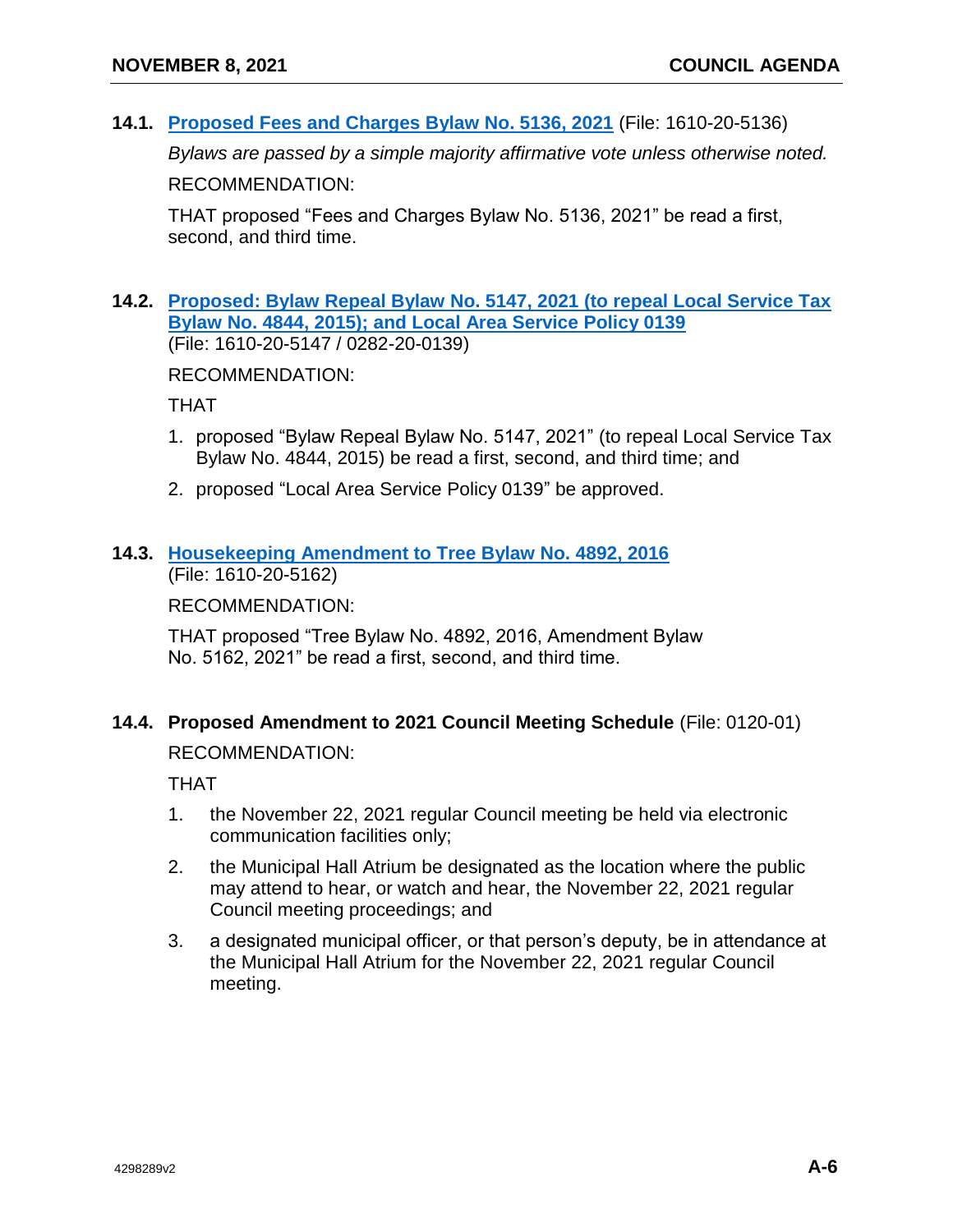**14.1. Proposed Fees and Charges Bylaw No. 5136, 2021** (File: 1610-20-5136)

*Bylaws are passed by a simple majority affirmative vote unless otherwise noted.*

RECOMMENDATION:

THAT proposed "Fees and Charges Bylaw No. 5136, 2021" be read a first, second, and third time.

**14.2. Proposed: Bylaw Repeal Bylaw No. 5147, 2021 (to repeal Local Service Tax Bylaw No. 4844, 2015); and Local Area Service Policy 0139**
(File: 1610-20-5147 / 0282-20-0139)

RECOMMENDATION:

THAT

1. proposed "Bylaw Repeal Bylaw No. 5147, 2021" (to repeal Local Service Tax Bylaw No. 4844, 2015) be read a first, second, and third time; and
2. proposed "Local Area Service Policy 0139" be approved.

**14.3. Housekeeping Amendment to Tree Bylaw No. 4892, 2016**
(File: 1610-20-5162)

RECOMMENDATION:

THAT proposed "Tree Bylaw No. 4892, 2016, Amendment Bylaw No. 5162, 2021" be read a first, second, and third time.

**14.4. Proposed Amendment to 2021 Council Meeting Schedule** (File: 0120-01)

RECOMMENDATION:

THAT

1. the November 22, 2021 regular Council meeting be held via electronic communication facilities only;
2. the Municipal Hall Atrium be designated as the location where the public may attend to hear, or watch and hear, the November 22, 2021 regular Council meeting proceedings; and
3. a designated municipal officer, or that person's deputy, be in attendance at the Municipal Hall Atrium for the November 22, 2021 regular Council meeting.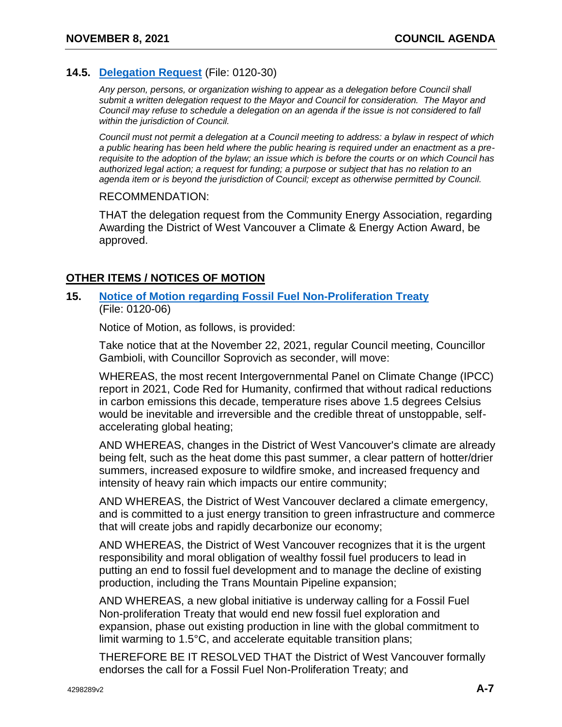### 14.5. Delegation Request (File: 0120-30)

*Any person, persons, or organization wishing to appear as a delegation before Council shall submit a written delegation request to the Mayor and Council for consideration. The Mayor and Council may refuse to schedule a delegation on an agenda if the issue is not considered to fall within the jurisdiction of Council.*

*Council must not permit a delegation at a Council meeting to address: a bylaw in respect of which a public hearing has been held where the public hearing is required under an enactment as a pre-requisite to the adoption of the bylaw; an issue which is before the courts or on which Council has authorized legal action; a request for funding; a purpose or subject that has no relation to an agenda item or is beyond the jurisdiction of Council; except as otherwise permitted by Council.*

RECOMMENDATION:

THAT the delegation request from the Community Energy Association, regarding Awarding the District of West Vancouver a Climate & Energy Action Award, be approved.

## OTHER ITEMS / NOTICES OF MOTION

### 15. Notice of Motion regarding Fossil Fuel Non-Proliferation Treaty (File: 0120-06)

Notice of Motion, as follows, is provided:

Take notice that at the November 22, 2021, regular Council meeting, Councillor Gambioli, with Councillor Soprovich as seconder, will move:

WHEREAS, the most recent Intergovernmental Panel on Climate Change (IPCC) report in 2021, Code Red for Humanity, confirmed that without radical reductions in carbon emissions this decade, temperature rises above 1.5 degrees Celsius would be inevitable and irreversible and the credible threat of unstoppable, self-accelerating global heating;

AND WHEREAS, changes in the District of West Vancouver's climate are already being felt, such as the heat dome this past summer, a clear pattern of hotter/drier summers, increased exposure to wildfire smoke, and increased frequency and intensity of heavy rain which impacts our entire community;

AND WHEREAS, the District of West Vancouver declared a climate emergency, and is committed to a just energy transition to green infrastructure and commerce that will create jobs and rapidly decarbonize our economy;

AND WHEREAS, the District of West Vancouver recognizes that it is the urgent responsibility and moral obligation of wealthy fossil fuel producers to lead in putting an end to fossil fuel development and to manage the decline of existing production, including the Trans Mountain Pipeline expansion;

AND WHEREAS, a new global initiative is underway calling for a Fossil Fuel Non-proliferation Treaty that would end new fossil fuel exploration and expansion, phase out existing production in line with the global commitment to limit warming to 1.5°C, and accelerate equitable transition plans;

THEREFORE BE IT RESOLVED THAT the District of West Vancouver formally endorses the call for a Fossil Fuel Non-Proliferation Treaty; and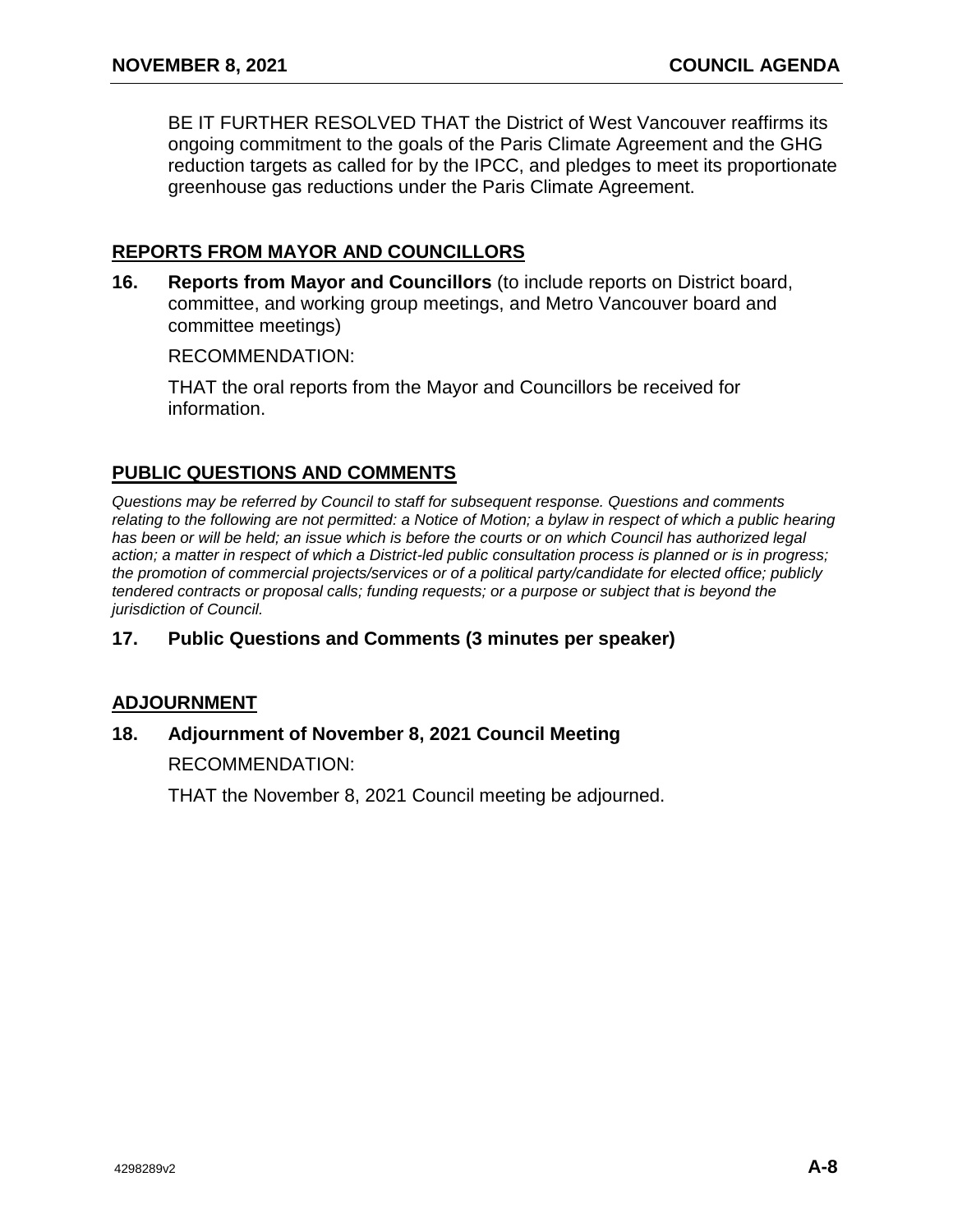BE IT FURTHER RESOLVED THAT the District of West Vancouver reaffirms its ongoing commitment to the goals of the Paris Climate Agreement and the GHG reduction targets as called for by the IPCC, and pledges to meet its proportionate greenhouse gas reductions under the Paris Climate Agreement.

## REPORTS FROM MAYOR AND COUNCILLORS

**16. Reports from Mayor and Councillors** (to include reports on District board, committee, and working group meetings, and Metro Vancouver board and committee meetings)

RECOMMENDATION:

THAT the oral reports from the Mayor and Councillors be received for information.

## PUBLIC QUESTIONS AND COMMENTS

*Questions may be referred by Council to staff for subsequent response. Questions and comments relating to the following are not permitted: a Notice of Motion; a bylaw in respect of which a public hearing has been or will be held; an issue which is before the courts or on which Council has authorized legal action; a matter in respect of which a District-led public consultation process is planned or is in progress; the promotion of commercial projects/services or of a political party/candidate for elected office; publicly tendered contracts or proposal calls; funding requests; or a purpose or subject that is beyond the jurisdiction of Council.*

**17. Public Questions and Comments (3 minutes per speaker)**

## ADJOURNMENT

**18. Adjournment of November 8, 2021 Council Meeting**

RECOMMENDATION:

THAT the November 8, 2021 Council meeting be adjourned.